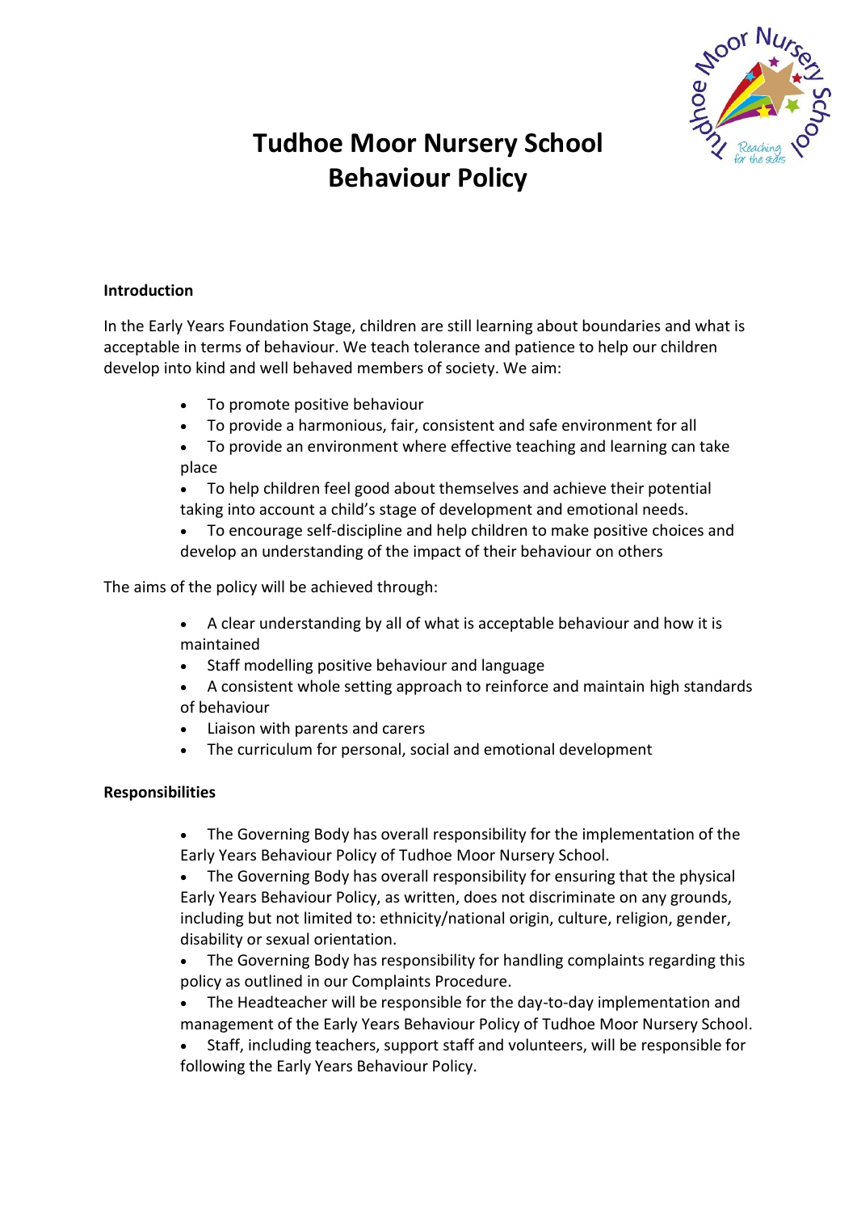# Tudhoe Moor Nursery School Behaviour Policy

## Introduction

In the Early Years Foundation Stage, children are still learning about boundaries and what is acceptable in terms of behaviour. We teach tolerance and patience to help our children develop into kind and well behaved members of society. We aim:

- To promote positive behaviour
- To provide a harmonious, fair, consistent and safe environment for all
- To provide an environment where effective teaching and learning can take place
- To help children feel good about themselves and achieve their potential taking into account a child's stage of development and emotional needs.
- To encourage self-discipline and help children to make positive choices and develop an understanding of the impact of their behaviour on others

The aims of the policy will be achieved through:

- A clear understanding by all of what is acceptable behaviour and how it is maintained
- Staff modelling positive behaviour and language
- A consistent whole setting approach to reinforce and maintain high standards of behaviour
- Liaison with parents and carers
- The curriculum for personal, social and emotional development

## Responsibilities

- The Governing Body has overall responsibility for the implementation of the Early Years Behaviour Policy of Tudhoe Moor Nursery School.
- The Governing Body has overall responsibility for ensuring that the physical Early Years Behaviour Policy, as written, does not discriminate on any grounds, including but not limited to: ethnicity/national origin, culture, religion, gender, disability or sexual orientation.
- The Governing Body has responsibility for handling complaints regarding this policy as outlined in our Complaints Procedure.
- The Headteacher will be responsible for the day-to-day implementation and management of the Early Years Behaviour Policy of Tudhoe Moor Nursery School.
- Staff, including teachers, support staff and volunteers, will be responsible for following the Early Years Behaviour Policy.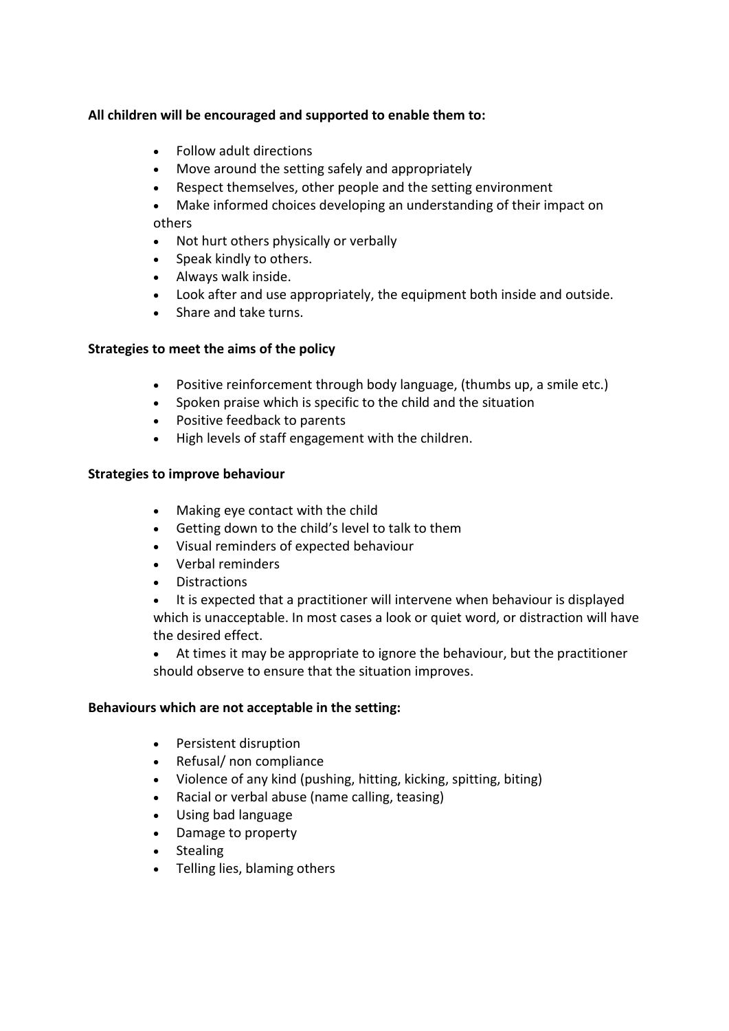**All children will be encouraged and supported to enable them to:**

- Follow adult directions
- Move around the setting safely and appropriately
- Respect themselves, other people and the setting environment
- Make informed choices developing an understanding of their impact on others
- Not hurt others physically or verbally
- Speak kindly to others.
- Always walk inside.
- Look after and use appropriately, the equipment both inside and outside.
- Share and take turns.

**Strategies to meet the aims of the policy**

- Positive reinforcement through body language, (thumbs up, a smile etc.)
- Spoken praise which is specific to the child and the situation
- Positive feedback to parents
- High levels of staff engagement with the children.

**Strategies to improve behaviour**

- Making eye contact with the child
- Getting down to the child's level to talk to them
- Visual reminders of expected behaviour
- Verbal reminders
- Distractions
- It is expected that a practitioner will intervene when behaviour is displayed which is unacceptable. In most cases a look or quiet word, or distraction will have the desired effect.
- At times it may be appropriate to ignore the behaviour, but the practitioner should observe to ensure that the situation improves.

**Behaviours which are not acceptable in the setting:**

- Persistent disruption
- Refusal/ non compliance
- Violence of any kind (pushing, hitting, kicking, spitting, biting)
- Racial or verbal abuse (name calling, teasing)
- Using bad language
- Damage to property
- Stealing
- Telling lies, blaming others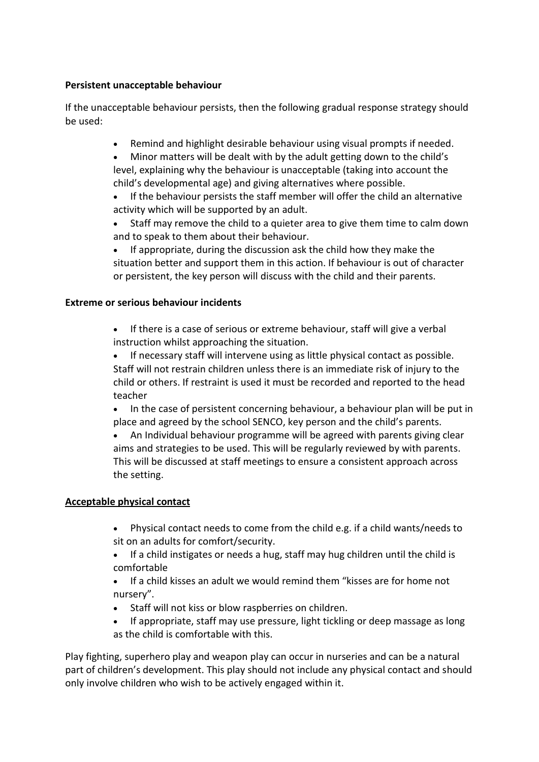**Persistent unacceptable behaviour**

If the unacceptable behaviour persists, then the following gradual response strategy should be used:

- Remind and highlight desirable behaviour using visual prompts if needed.
- Minor matters will be dealt with by the adult getting down to the child's level, explaining why the behaviour is unacceptable (taking into account the child's developmental age) and giving alternatives where possible.
- If the behaviour persists the staff member will offer the child an alternative activity which will be supported by an adult.
- Staff may remove the child to a quieter area to give them time to calm down and to speak to them about their behaviour.
- If appropriate, during the discussion ask the child how they make the situation better and support them in this action. If behaviour is out of character or persistent, the key person will discuss with the child and their parents.

**Extreme or serious behaviour incidents**

- If there is a case of serious or extreme behaviour, staff will give a verbal instruction whilst approaching the situation.
- If necessary staff will intervene using as little physical contact as possible. Staff will not restrain children unless there is an immediate risk of injury to the child or others. If restraint is used it must be recorded and reported to the head teacher
- In the case of persistent concerning behaviour, a behaviour plan will be put in place and agreed by the school SENCO, key person and the child's parents.
- An Individual behaviour programme will be agreed with parents giving clear aims and strategies to be used. This will be regularly reviewed by with parents. This will be discussed at staff meetings to ensure a consistent approach across the setting.

**Acceptable physical contact**

- Physical contact needs to come from the child e.g. if a child wants/needs to sit on an adults for comfort/security.
- If a child instigates or needs a hug, staff may hug children until the child is comfortable
- If a child kisses an adult we would remind them "kisses are for home not nursery".
- Staff will not kiss or blow raspberries on children.
- If appropriate, staff may use pressure, light tickling or deep massage as long as the child is comfortable with this.

Play fighting, superhero play and weapon play can occur in nurseries and can be a natural part of children's development. This play should not include any physical contact and should only involve children who wish to be actively engaged within it.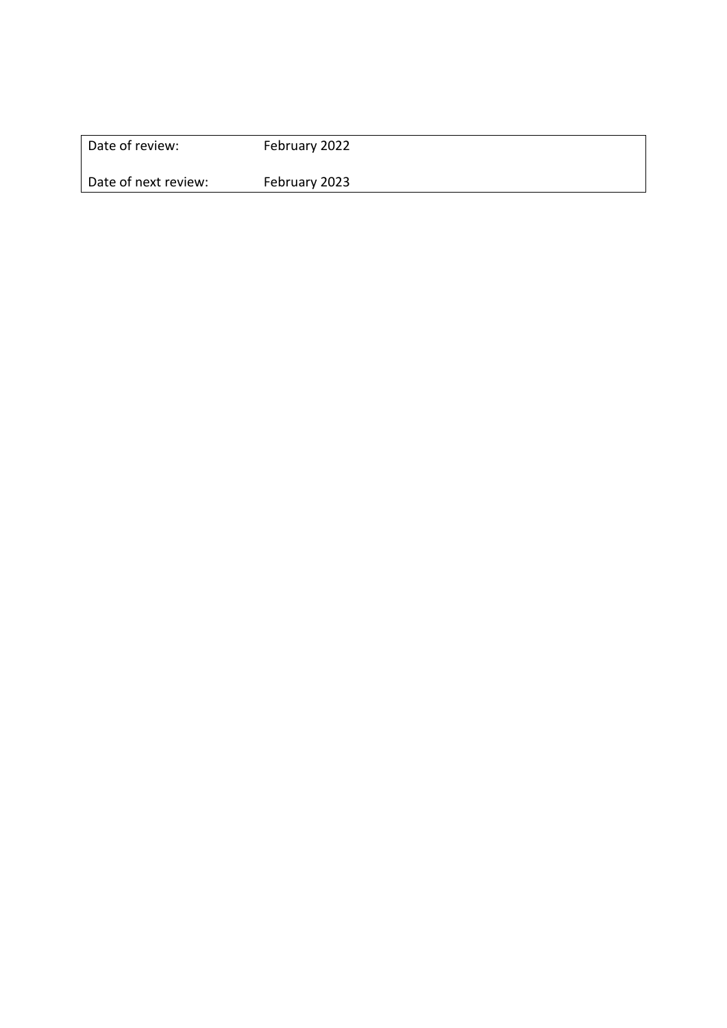| | |
|---|---|
| Date of review: | February 2022 |
| Date of next review: | February 2023 |